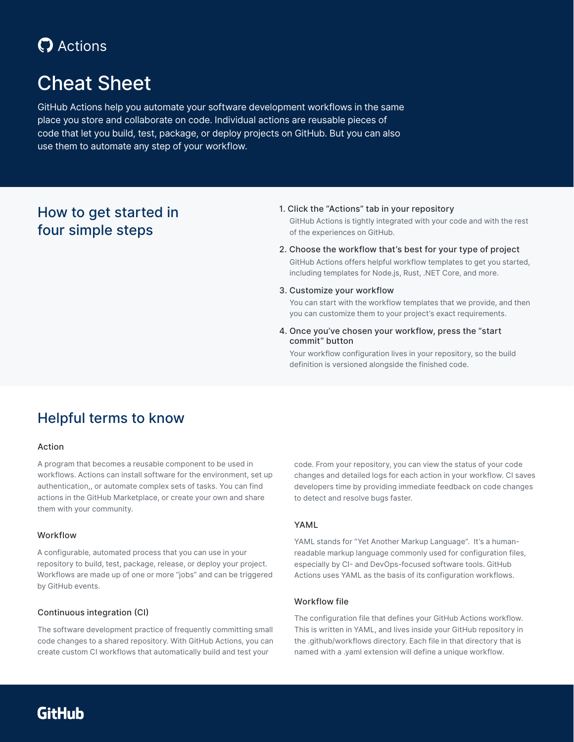Actions

# Cheat Sheet

GitHub Actions help you automate your software development workflows in the same place you store and collaborate on code. Individual actions are reusable pieces of code that let you build, test, package, or deploy projects on GitHub. But you can also use them to automate any step of your workflow.

## How to get started in four simple steps

1. Click the “Actions” tab in your repository

   GitHub Actions is tightly integrated with your code and with the rest of the experiences on GitHub.

2. Choose the workflow that’s best for your type of project

   GitHub Actions offers helpful workflow templates to get you started, including templates for Node.js, Rust, .NET Core, and more.

3. Customize your workflow

   You can start with the workflow templates that we provide, and then you can customize them to your project’s exact requirements.

4. Once you’ve chosen your workflow, press the “start commit” button

   Your workflow configuration lives in your repository, so the build definition is versioned alongside the finished code.

## Helpful terms to know

### Action

A program that becomes a reusable component to be used in workflows. Actions can install software for the environment, set up authentication,, or automate complex sets of tasks. You can find actions in the GitHub Marketplace, or create your own and share them with your community.

### Workflow

A configurable, automated process that you can use in your repository to build, test, package, release, or deploy your project. Workflows are made up of one or more “jobs” and can be triggered by GitHub events.

### Continuous integration (CI)

The software development practice of frequently committing small code changes to a shared repository. With GitHub Actions, you can create custom CI workflows that automatically build and test your code. From your repository, you can view the status of your code changes and detailed logs for each action in your workflow. CI saves developers time by providing immediate feedback on code changes to detect and resolve bugs faster.

### YAML

YAML stands for “Yet Another Markup Language”. It’s a human-readable markup language commonly used for configuration files, especially by CI- and DevOps-focused software tools. GitHub Actions uses YAML as the basis of its configuration workflows.

### Workflow file

The configuration file that defines your GitHub Actions workflow. This is written in YAML, and lives inside your GitHub repository in the .github/workflows directory. Each file in that directory that is named with a .yaml extension will define a unique workflow.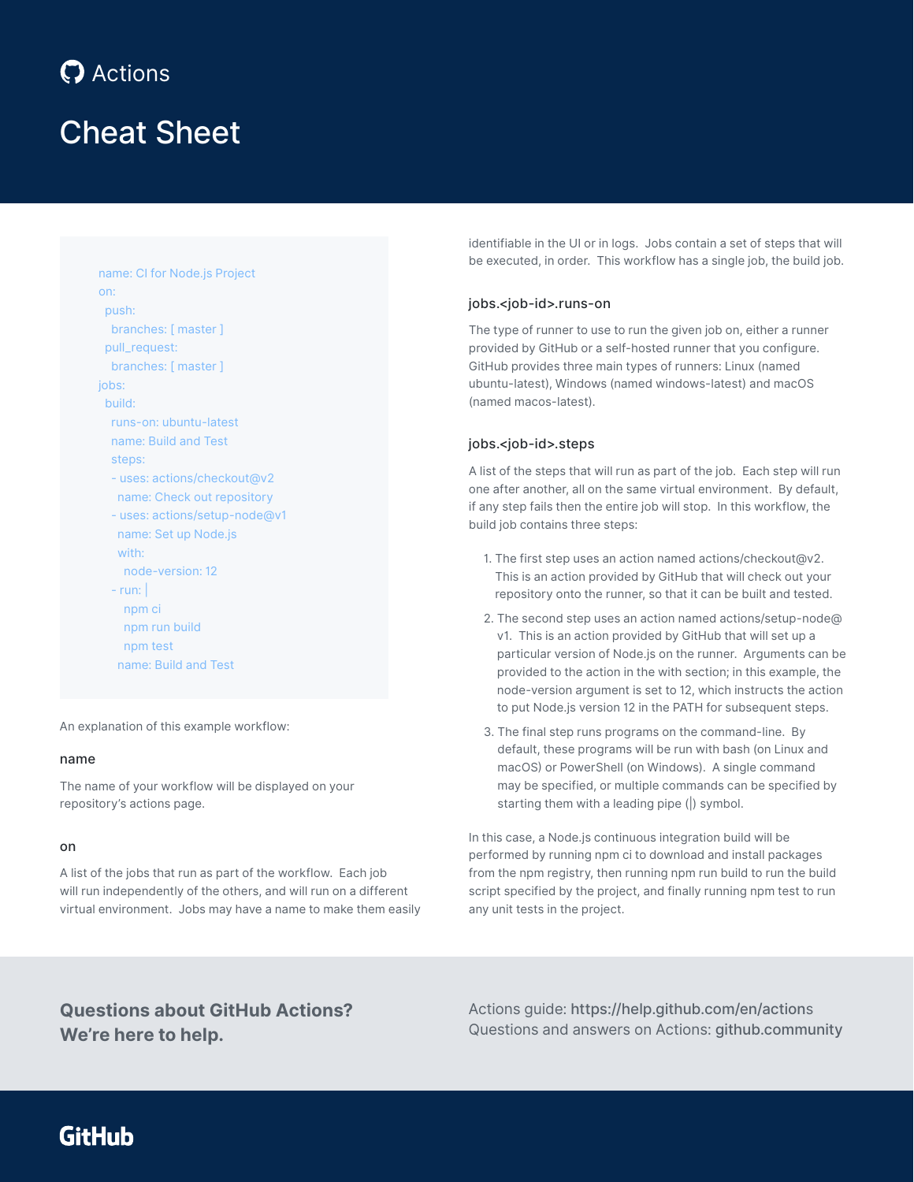# Actions

# Cheat Sheet

```
name: CI for Node.js Project
on:
  push:
    branches: [ master ]
  pull_request:
    branches: [ master ]
jobs:
  build:
    runs-on: ubuntu-latest
    name: Build and Test
    steps:
    - uses: actions/checkout@v2
      name: Check out repository
    - uses: actions/setup-node@v1
      name: Set up Node.js
      with:
        node-version: 12
    - run: |
        npm ci
        npm run build
        npm test
      name: Build and Test
```

An explanation of this example workflow:

### name

The name of your workflow will be displayed on your repository's actions page.

### on

A list of the jobs that run as part of the workflow. Each job will run independently of the others, and will run on a different virtual environment. Jobs may have a name to make them easily identifiable in the UI or in logs. Jobs contain a set of steps that will be executed, in order. This workflow has a single job, the build job.

### jobs.<job-id>.runs-on

The type of runner to use to run the given job on, either a runner provided by GitHub or a self-hosted runner that you configure. GitHub provides three main types of runners: Linux (named ubuntu-latest), Windows (named windows-latest) and macOS (named macos-latest).

### jobs.<job-id>.steps

A list of the steps that will run as part of the job. Each step will run one after another, all on the same virtual environment. By default, if any step fails then the entire job will stop. In this workflow, the build job contains three steps:

1. The first step uses an action named actions/checkout@v2. This is an action provided by GitHub that will check out your repository onto the runner, so that it can be built and tested.
2. The second step uses an action named actions/setup-node@v1. This is an action provided by GitHub that will set up a particular version of Node.js on the runner. Arguments can be provided to the action in the with section; in this example, the node-version argument is set to 12, which instructs the action to put Node.js version 12 in the PATH for subsequent steps.
3. The final step runs programs on the command-line. By default, these programs will be run with bash (on Linux and macOS) or PowerShell (on Windows). A single command may be specified, or multiple commands can be specified by starting them with a leading pipe (|) symbol.

In this case, a Node.js continuous integration build will be performed by running npm ci to download and install packages from the npm registry, then running npm run build to run the build script specified by the project, and finally running npm test to run any unit tests in the project.

**Questions about GitHub Actions? We're here to help.**

Actions guide: **https://help.github.com/en/actions**
Questions and answers on Actions: **github.community**

**GitHub**